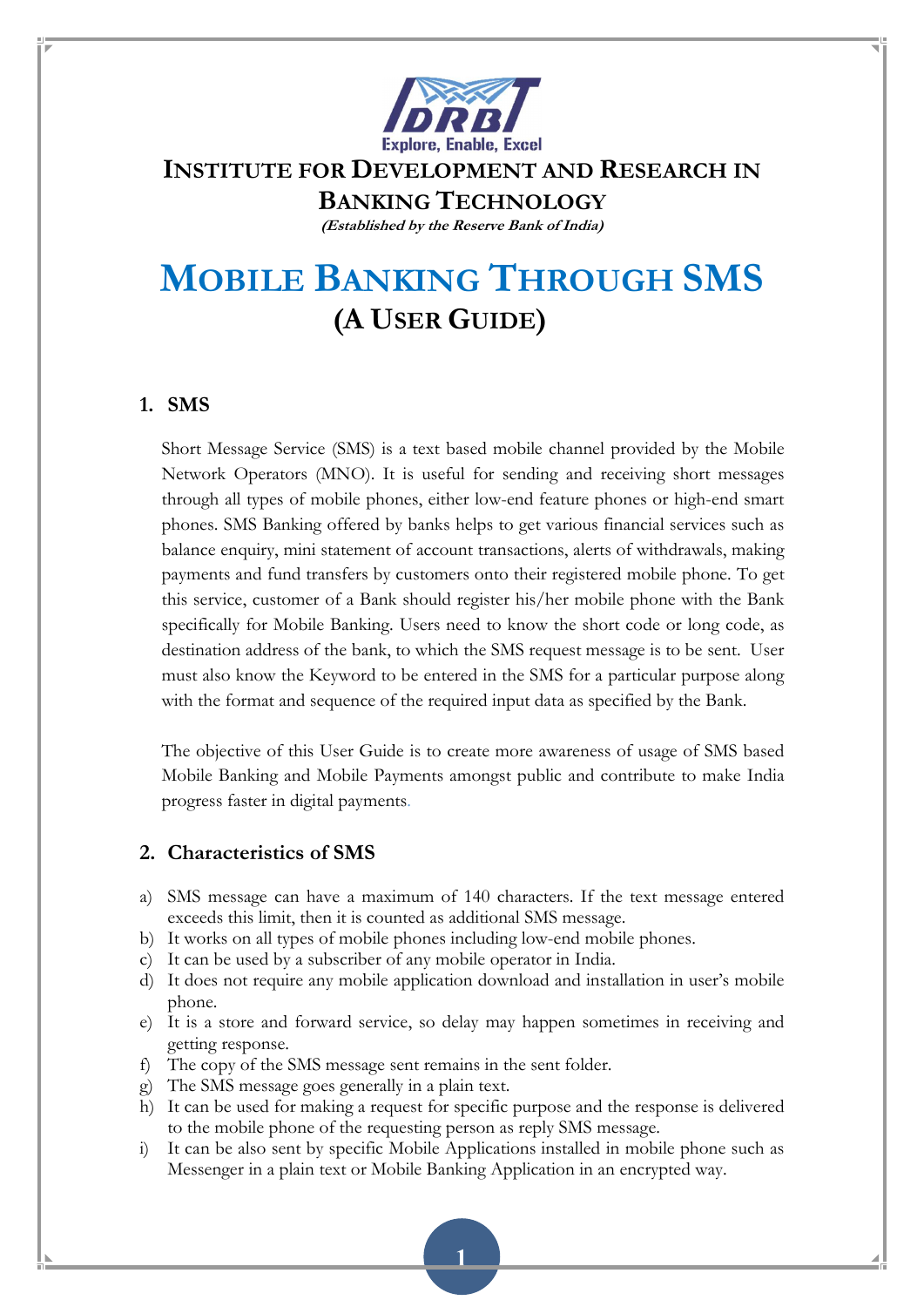Explore, Enable, Excel

# Institute for Development and Research in Banking Technology

***(Established by the Reserve Bank of India)***

# Mobile Banking Through SMS

## (A User Guide)

### 1. SMS

Short Message Service (SMS) is a text based mobile channel provided by the Mobile Network Operators (MNO). It is useful for sending and receiving short messages through all types of mobile phones, either low-end feature phones or high-end smart phones. SMS Banking offered by banks helps to get various financial services such as balance enquiry, mini statement of account transactions, alerts of withdrawals, making payments and fund transfers by customers onto their registered mobile phone. To get this service, customer of a Bank should register his/her mobile phone with the Bank specifically for Mobile Banking. Users need to know the short code or long code, as destination address of the bank, to which the SMS request message is to be sent. User must also know the Keyword to be entered in the SMS for a particular purpose along with the format and sequence of the required input data as specified by the Bank.

The objective of this User Guide is to create more awareness of usage of SMS based Mobile Banking and Mobile Payments amongst public and contribute to make India progress faster in digital payments.

### 2. Characteristics of SMS

a) SMS message can have a maximum of 140 characters. If the text message entered exceeds this limit, then it is counted as additional SMS message.
b) It works on all types of mobile phones including low-end mobile phones.
c) It can be used by a subscriber of any mobile operator in India.
d) It does not require any mobile application download and installation in user's mobile phone.
e) It is a store and forward service, so delay may happen sometimes in receiving and getting response.
f) The copy of the SMS message sent remains in the sent folder.
g) The SMS message goes generally in a plain text.
h) It can be used for making a request for specific purpose and the response is delivered to the mobile phone of the requesting person as reply SMS message.
i) It can be also sent by specific Mobile Applications installed in mobile phone such as Messenger in a plain text or Mobile Banking Application in an encrypted way.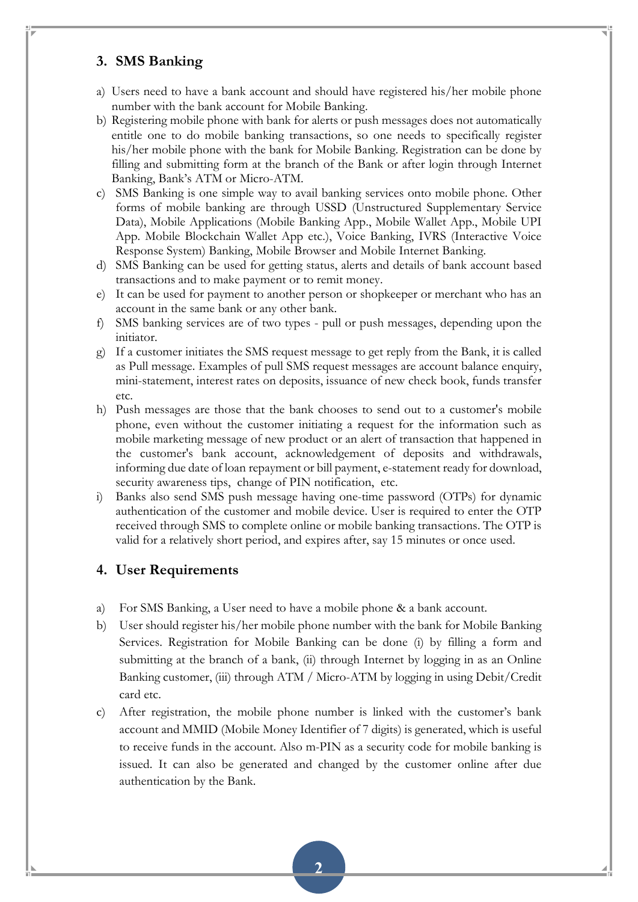## 3. SMS Banking

a) Users need to have a bank account and should have registered his/her mobile phone number with the bank account for Mobile Banking.

b) Registering mobile phone with bank for alerts or push messages does not automatically entitle one to do mobile banking transactions, so one needs to specifically register his/her mobile phone with the bank for Mobile Banking. Registration can be done by filling and submitting form at the branch of the Bank or after login through Internet Banking, Bank's ATM or Micro-ATM.

c) SMS Banking is one simple way to avail banking services onto mobile phone. Other forms of mobile banking are through USSD (Unstructured Supplementary Service Data), Mobile Applications (Mobile Banking App., Mobile Wallet App., Mobile UPI App. Mobile Blockchain Wallet App etc.), Voice Banking, IVRS (Interactive Voice Response System) Banking, Mobile Browser and Mobile Internet Banking.

d) SMS Banking can be used for getting status, alerts and details of bank account based transactions and to make payment or to remit money.

e) It can be used for payment to another person or shopkeeper or merchant who has an account in the same bank or any other bank.

f) SMS banking services are of two types - pull or push messages, depending upon the initiator.

g) If a customer initiates the SMS request message to get reply from the Bank, it is called as Pull message. Examples of pull SMS request messages are account balance enquiry, mini-statement, interest rates on deposits, issuance of new check book, funds transfer etc.

h) Push messages are those that the bank chooses to send out to a customer's mobile phone, even without the customer initiating a request for the information such as mobile marketing message of new product or an alert of transaction that happened in the customer's bank account, acknowledgement of deposits and withdrawals, informing due date of loan repayment or bill payment, e-statement ready for download, security awareness tips, change of PIN notification, etc.

i) Banks also send SMS push message having one-time password (OTPs) for dynamic authentication of the customer and mobile device. User is required to enter the OTP received through SMS to complete online or mobile banking transactions. The OTP is valid for a relatively short period, and expires after, say 15 minutes or once used.

## 4. User Requirements

a) For SMS Banking, a User need to have a mobile phone & a bank account.

b) User should register his/her mobile phone number with the bank for Mobile Banking Services. Registration for Mobile Banking can be done (i) by filling a form and submitting at the branch of a bank, (ii) through Internet by logging in as an Online Banking customer, (iii) through ATM / Micro-ATM by logging in using Debit/Credit card etc.

c) After registration, the mobile phone number is linked with the customer's bank account and MMID (Mobile Money Identifier of 7 digits) is generated, which is useful to receive funds in the account. Also m-PIN as a security code for mobile banking is issued. It can also be generated and changed by the customer online after due authentication by the Bank.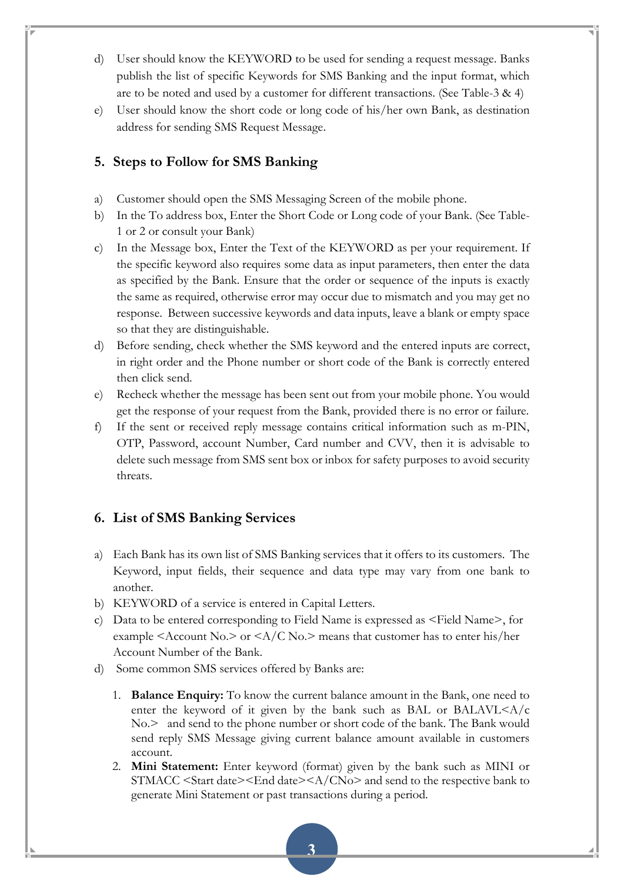d) User should know the KEYWORD to be used for sending a request message. Banks publish the list of specific Keywords for SMS Banking and the input format, which are to be noted and used by a customer for different transactions. (See Table-3 & 4)

e) User should know the short code or long code of his/her own Bank, as destination address for sending SMS Request Message.

## 5. Steps to Follow for SMS Banking

a) Customer should open the SMS Messaging Screen of the mobile phone.

b) In the To address box, Enter the Short Code or Long code of your Bank. (See Table-1 or 2 or consult your Bank)

c) In the Message box, Enter the Text of the KEYWORD as per your requirement. If the specific keyword also requires some data as input parameters, then enter the data as specified by the Bank. Ensure that the order or sequence of the inputs is exactly the same as required, otherwise error may occur due to mismatch and you may get no response. Between successive keywords and data inputs, leave a blank or empty space so that they are distinguishable.

d) Before sending, check whether the SMS keyword and the entered inputs are correct, in right order and the Phone number or short code of the Bank is correctly entered then click send.

e) Recheck whether the message has been sent out from your mobile phone. You would get the response of your request from the Bank, provided there is no error or failure.

f) If the sent or received reply message contains critical information such as m-PIN, OTP, Password, account Number, Card number and CVV, then it is advisable to delete such message from SMS sent box or inbox for safety purposes to avoid security threats.

## 6. List of SMS Banking Services

a) Each Bank has its own list of SMS Banking services that it offers to its customers. The Keyword, input fields, their sequence and data type may vary from one bank to another.

b) KEYWORD of a service is entered in Capital Letters.

c) Data to be entered corresponding to Field Name is expressed as <Field Name>, for example <Account No.> or <A/C No.> means that customer has to enter his/her Account Number of the Bank.

d) Some common SMS services offered by Banks are:

1. **Balance Enquiry:** To know the current balance amount in the Bank, one need to enter the keyword of it given by the bank such as BAL or BALAVL<A/c No.> and send to the phone number or short code of the bank. The Bank would send reply SMS Message giving current balance amount available in customers account.
2. **Mini Statement:** Enter keyword (format) given by the bank such as MINI or STMACC <Start date><End date><A/CNo> and send to the respective bank to generate Mini Statement or past transactions during a period.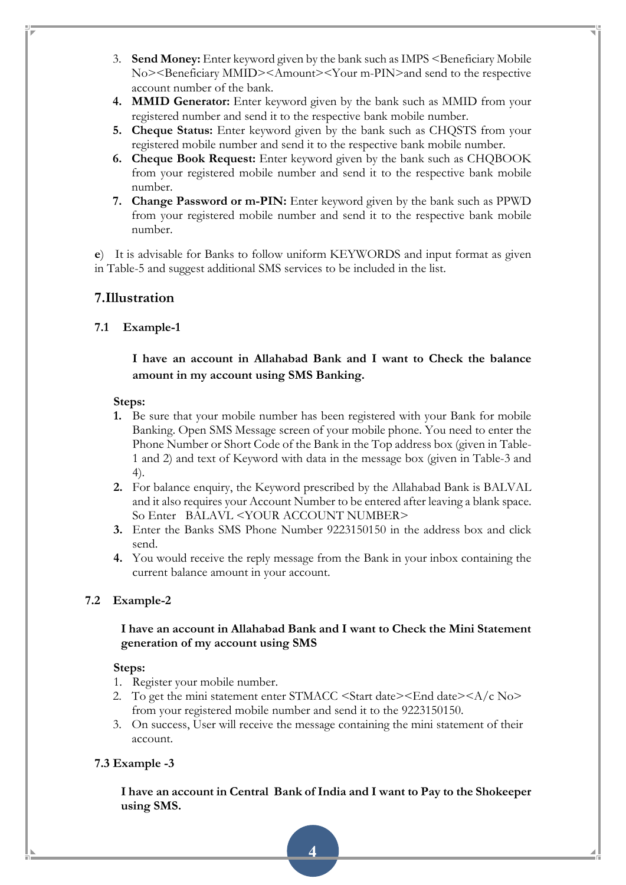3. **Send Money:** Enter keyword given by the bank such as IMPS <Beneficiary Mobile No><Beneficiary MMID><Amount><Your m-PIN>and send to the respective account number of the bank.
4. **MMID Generator:** Enter keyword given by the bank such as MMID from your registered number and send it to the respective bank mobile number.
5. **Cheque Status:** Enter keyword given by the bank such as CHQSTS from your registered mobile number and send it to the respective bank mobile number.
6. **Cheque Book Request:** Enter keyword given by the bank such as CHQBOOK from your registered mobile number and send it to the respective bank mobile number.
7. **Change Password or m-PIN:** Enter keyword given by the bank such as PPWD from your registered mobile number and send it to the respective bank mobile number.

**e**) It is advisable for Banks to follow uniform KEYWORDS and input format as given in Table-5 and suggest additional SMS services to be included in the list.

## 7.Illustration

### 7.1 Example-1

**I have an account in Allahabad Bank and I want to Check the balance amount in my account using SMS Banking.**

**Steps:**

1. Be sure that your mobile number has been registered with your Bank for mobile Banking. Open SMS Message screen of your mobile phone. You need to enter the Phone Number or Short Code of the Bank in the Top address box (given in Table-1 and 2) and text of Keyword with data in the message box (given in Table-3 and 4).
2. For balance enquiry, the Keyword prescribed by the Allahabad Bank is BALVAL and it also requires your Account Number to be entered after leaving a blank space. So Enter BALAVL <YOUR ACCOUNT NUMBER>
3. Enter the Banks SMS Phone Number 9223150150 in the address box and click send.
4. You would receive the reply message from the Bank in your inbox containing the current balance amount in your account.

### 7.2 Example-2

**I have an account in Allahabad Bank and I want to Check the Mini Statement generation of my account using SMS**

**Steps:**

1. Register your mobile number.
2. To get the mini statement enter STMACC <Start date><End date><A/c No> from your registered mobile number and send it to the 9223150150.
3. On success, User will receive the message containing the mini statement of their account.

### 7.3 Example -3

**I have an account in Central Bank of India and I want to Pay to the Shokeeper using SMS.**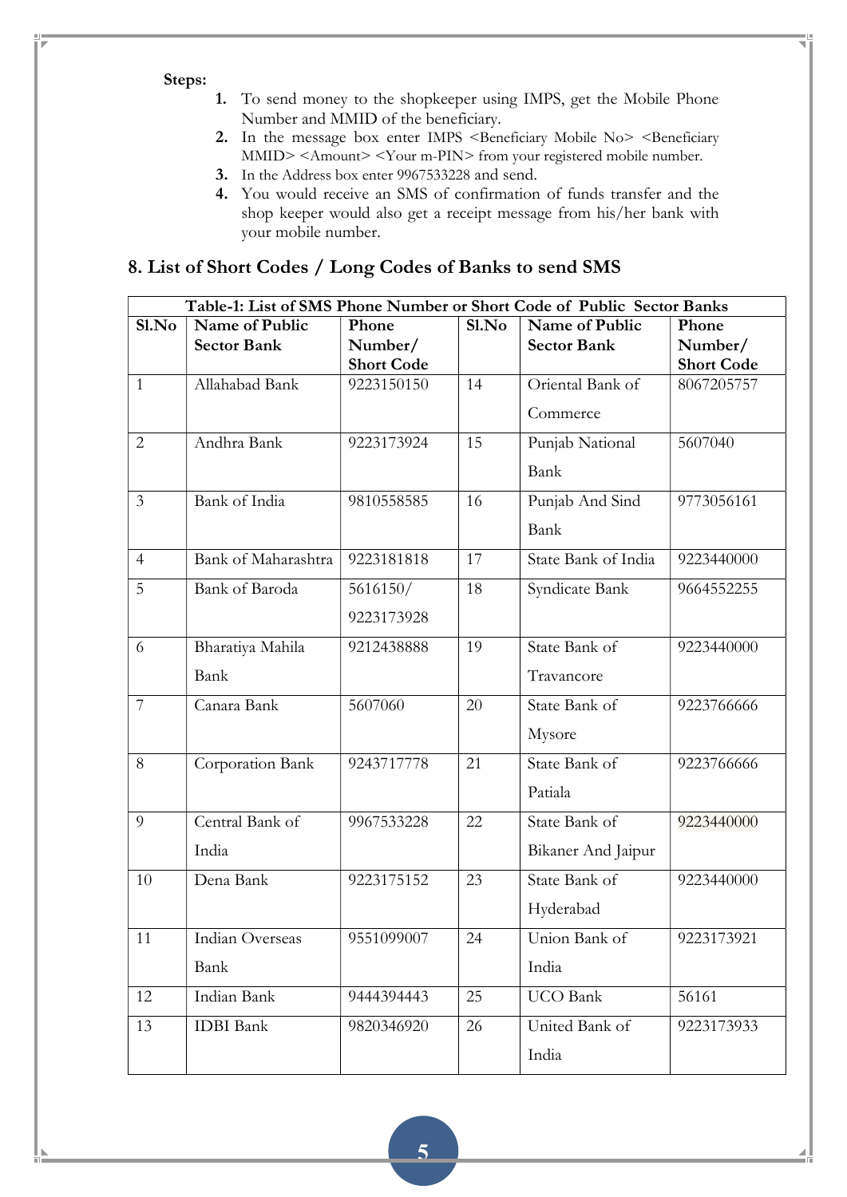**Steps:**

1. To send money to the shopkeeper using IMPS, get the Mobile Phone Number and MMID of the beneficiary.
2. In the message box enter IMPS <Beneficiary Mobile No> <Beneficiary MMID> <Amount> <Your m-PIN> from your registered mobile number.
3. In the Address box enter 9967533228 and send.
4. You would receive an SMS of confirmation of funds transfer and the shop keeper would also get a receipt message from his/her bank with your mobile number.

## 8. List of Short Codes / Long Codes of Banks to send SMS

| Table-1: List of SMS Phone Number or Short Code of Public Sector Banks | | | | | |
|---|---|---|---|---|---|
| **Sl.No** | **Name of Public Sector Bank** | **Phone Number/ Short Code** | **Sl.No** | **Name of Public Sector Bank** | **Phone Number/ Short Code** |
| 1 | Allahabad Bank | 9223150150 | 14 | Oriental Bank of Commerce | 8067205757 |
| 2 | Andhra Bank | 9223173924 | 15 | Punjab National Bank | 5607040 |
| 3 | Bank of India | 9810558585 | 16 | Punjab And Sind Bank | 9773056161 |
| 4 | Bank of Maharashtra | 9223181818 | 17 | State Bank of India | 9223440000 |
| 5 | Bank of Baroda | 5616150/ 9223173928 | 18 | Syndicate Bank | 9664552255 |
| 6 | Bharatiya Mahila Bank | 9212438888 | 19 | State Bank of Travancore | 9223440000 |
| 7 | Canara Bank | 5607060 | 20 | State Bank of Mysore | 9223766666 |
| 8 | Corporation Bank | 9243717778 | 21 | State Bank of Patiala | 9223766666 |
| 9 | Central Bank of India | 9967533228 | 22 | State Bank of Bikaner And Jaipur | 9223440000 |
| 10 | Dena Bank | 9223175152 | 23 | State Bank of Hyderabad | 9223440000 |
| 11 | Indian Overseas Bank | 9551099007 | 24 | Union Bank of India | 9223173921 |
| 12 | Indian Bank | 9444394443 | 25 | UCO Bank | 56161 |
| 13 | IDBI Bank | 9820346920 | 26 | United Bank of India | 9223173933 |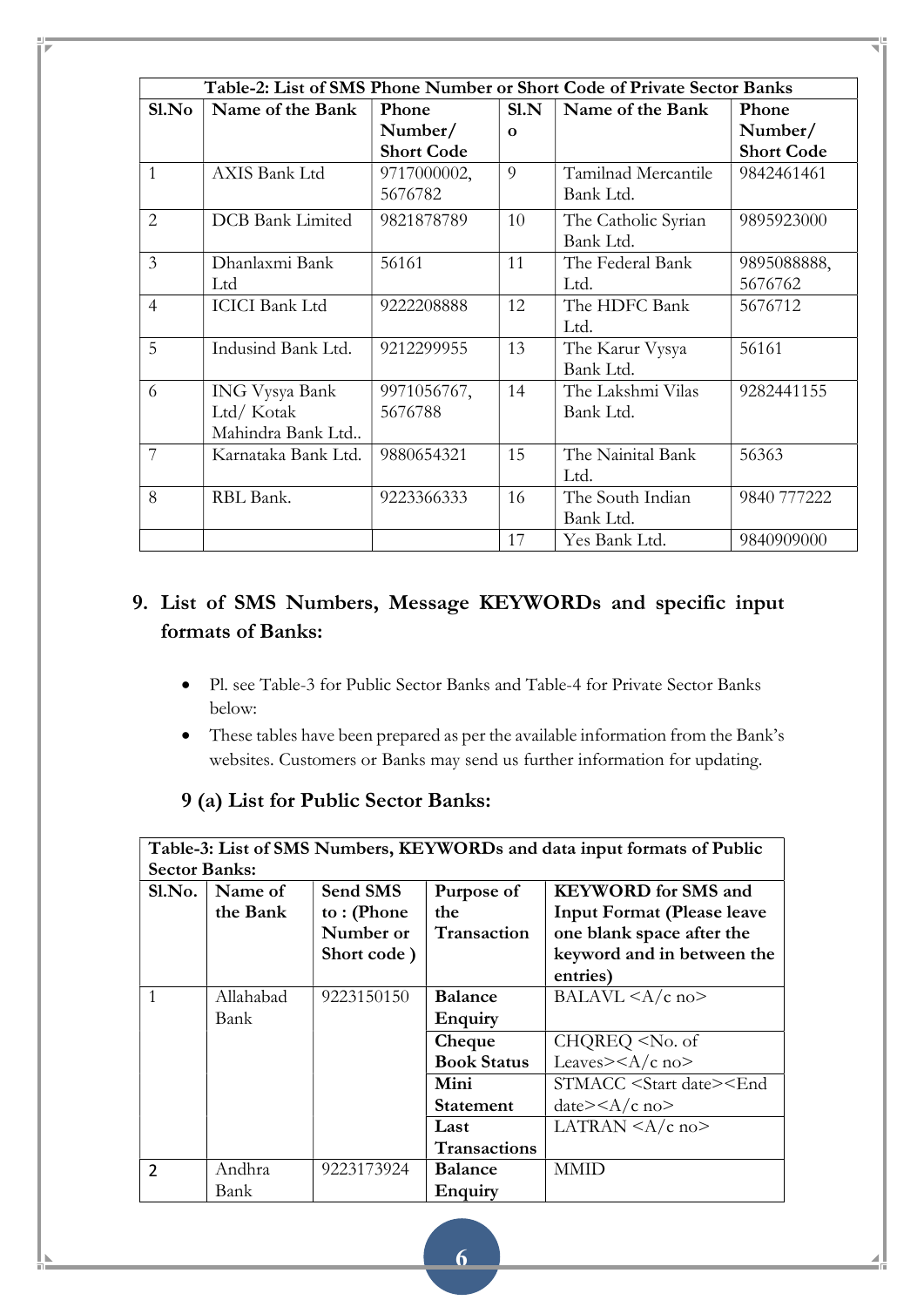| Table-2: List of SMS Phone Number or Short Code of Private Sector Banks | | | | | |
|---|---|---|---|---|---|
| **Sl.No** | **Name of the Bank** | **Phone Number/ Short Code** | **Sl.No** | **Name of the Bank** | **Phone Number/ Short Code** |
| 1 | AXIS Bank Ltd | 9717000002, 5676782 | 9 | Tamilnad Mercantile Bank Ltd. | 9842461461 |
| 2 | DCB Bank Limited | 9821878789 | 10 | The Catholic Syrian Bank Ltd. | 9895923000 |
| 3 | Dhanlaxmi Bank Ltd | 56161 | 11 | The Federal Bank Ltd. | 9895088888, 5676762 |
| 4 | ICICI Bank Ltd | 9222208888 | 12 | The HDFC Bank Ltd. | 5676712 |
| 5 | Indusind Bank Ltd. | 9212299955 | 13 | The Karur Vysya Bank Ltd. | 56161 |
| 6 | ING Vysya Bank Ltd/ Kotak Mahindra Bank Ltd.. | 9971056767, 5676788 | 14 | The Lakshmi Vilas Bank Ltd. | 9282441155 |
| 7 | Karnataka Bank Ltd. | 9880654321 | 15 | The Nainital Bank Ltd. | 56363 |
| 8 | RBL Bank. | 9223366333 | 16 | The South Indian Bank Ltd. | 9840 777222 |
| | | | 17 | Yes Bank Ltd. | 9840909000 |

## 9. List of SMS Numbers, Message KEYWORDs and specific input formats of Banks:

- Pl. see Table-3 for Public Sector Banks and Table-4 for Private Sector Banks below:
- These tables have been prepared as per the available information from the Bank's websites. Customers or Banks may send us further information for updating.

### 9 (a) List for Public Sector Banks:

| Table-3: List of SMS Numbers, KEYWORDs and data input formats of Public Sector Banks: | | | | |
|---|---|---|---|---|
| **Sl.No.** | **Name of the Bank** | **Send SMS to : (Phone Number or Short code )** | **Purpose of the Transaction** | **KEYWORD for SMS and Input Format (Please leave one blank space after the keyword and in between the entries)** |
| 1 | Allahabad Bank | 9223150150 | **Balance Enquiry** | BALAVL <A/c no> |
| | | | **Cheque Book Status** | CHQREQ <No. of Leaves><A/c no> |
| | | | **Mini Statement** | STMACC <Start date><End date><A/c no> |
| | | | **Last Transactions** | LATRAN <A/c no> |
| 2 | Andhra Bank | 9223173924 | **Balance Enquiry** | MMID |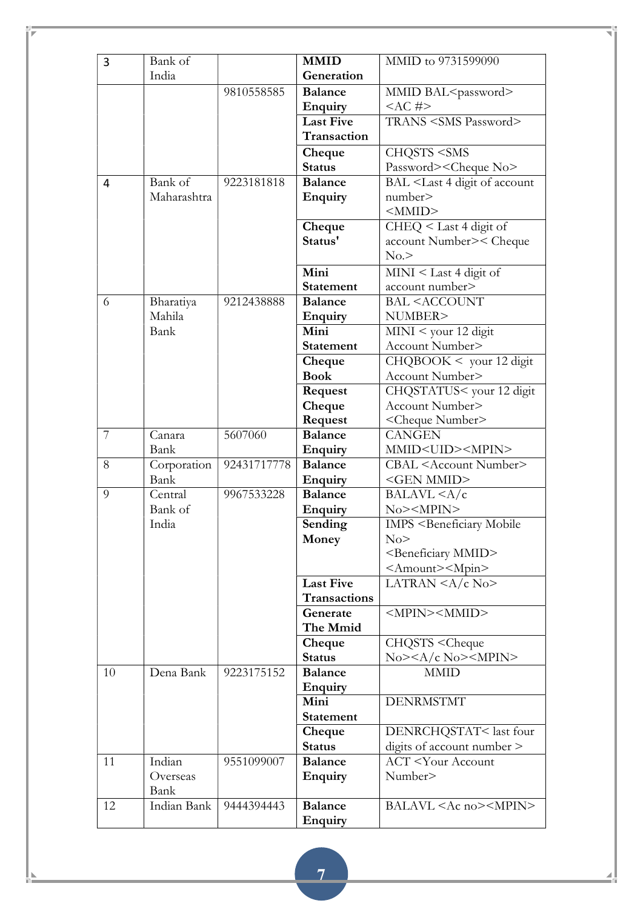| 3 | Bank of India | | MMID Generation | MMID to 9731599090 |
|---|---|---|---|---|
| | | 9810558585 | Balance Enquiry | MMID BAL<password> <AC #> |
| | | | Last Five Transaction | TRANS <SMS Password> |
| | | | Cheque Status | CHQSTS <SMS Password><Cheque No> |
| 4 | Bank of Maharashtra | 9223181818 | Balance Enquiry | BAL <Last 4 digit of account number> <MMID> |
| | | | Cheque Status' | CHEQ < Last 4 digit of account Number>< Cheque No.> |
| | | | Mini Statement | MINI < Last 4 digit of account number> |
| 6 | Bharatiya Mahila Bank | 9212438888 | Balance Enquiry | BAL <ACCOUNT NUMBER> |
| | | | Mini Statement | MINI < your 12 digit Account Number> |
| | | | Cheque Book | CHQBOOK < your 12 digit Account Number> |
| | | | Request Cheque Request | CHQSTATUS< your 12 digit Account Number> <Cheque Number> |
| 7 | Canara Bank | 5607060 | Balance Enquiry | CANGEN MMID<UID><MPIN> |
| 8 | Corporation Bank | 92431717778 | Balance Enquiry | CBAL <Account Number> <GEN MMID> |
| 9 | Central Bank of India | 9967533228 | Balance Enquiry | BALAVL <A/c No><MPIN> |
| | | | Sending Money | IMPS <Beneficiary Mobile No> <Beneficiary MMID> <Amount><Mpin> |
| | | | Last Five Transactions | LATRAN <A/c No> |
| | | | Generate The Mmid | <MPIN><MMID> |
| | | | Cheque Status | CHQSTS <Cheque No><A/c No><MPIN> |
| 10 | Dena Bank | 9223175152 | Balance Enquiry | MMID |
| | | | Mini Statement | DENRMSTMT |
| | | | Cheque Status | DENRCHQSTAT< last four digits of account number > |
| 11 | Indian Overseas Bank | 9551099007 | Balance Enquiry | ACT <Your Account Number> |
| 12 | Indian Bank | 9444394443 | Balance Enquiry | BALAVL <Ac no><MPIN> |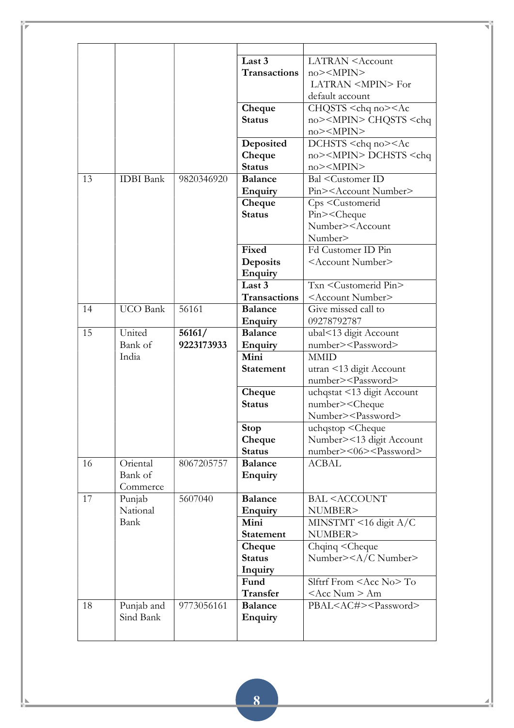| | | | | |
|---|---|---|---|---|
| | | | **Last 3 Transactions** | LATRAN <Account no><MPIN> LATRAN <MPIN> For default account |
| | | | **Cheque Status** | CHQSTS <chq no><Ac no><MPIN> CHQSTS <chq no><MPIN> |
| | | | **Deposited Cheque Status** | DCHSTS <chq no><Ac no><MPIN> DCHSTS <chq no><MPIN> |
| 13 | IDBI Bank | 9820346920 | **Balance Enquiry** | Bal <Customer ID Pin><Account Number> |
| | | | **Cheque Status** | Cps <Customerid Pin><Cheque Number><Account Number> |
| | | | **Fixed Deposits Enquiry** | Fd Customer ID Pin <Account Number> |
| | | | **Last 3 Transactions** | Txn <Customerid Pin> <Account Number> |
| 14 | UCO Bank | 56161 | **Balance Enquiry** | Give missed call to 09278792787 |
| 15 | United Bank of India | **56161/ 9223173933** | **Balance Enquiry** | ubal<13 digit Account number><Password> |
| | | | **Mini Statement** | MMID utran <13 digit Account number><Password> |
| | | | **Cheque Status** | uchqstat <13 digit Account number><Cheque Number><Password> |
| | | | **Stop Cheque Status** | uchqstop <Cheque Number><13 digit Account number><06><Password> |
| 16 | Oriental Bank of Commerce | 8067205757 | **Balance Enquiry** | ACBAL |
| 17 | Punjab National Bank | 5607040 | **Balance Enquiry** | BAL <ACCOUNT NUMBER> |
| | | | **Mini Statement** | MINSTMT <16 digit A/C NUMBER> |
| | | | **Cheque Status Inquiry** | Chqinq <Cheque Number><A/C Number> |
| | | | **Fund Transfer** | Slftrf From <Acc No> To <Acc Num > Am |
| 18 | Punjab and Sind Bank | 9773056161 | **Balance Enquiry** | PBAL<AC#><Password> |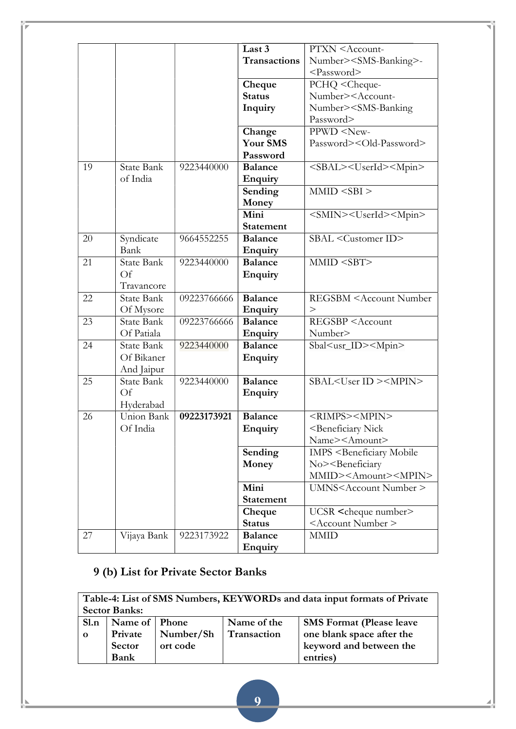| | | | **Last 3 Transactions** | PTXN <Account-Number><SMS-Banking>-<Password> |
|---|---|---|---|---|
| | | | **Cheque Status Inquiry** | PCHQ <Cheque-Number><Account-Number><SMS-Banking Password> |
| | | | **Change Your SMS Password** | PPWD <New-Password><Old-Password> |
| 19 | State Bank of India | 9223440000 | **Balance Enquiry** | <SBAL><UserId><Mpin> |
| | | | **Sending Money** | MMID <SBI > |
| | | | **Mini Statement** | <SMIN><UserId><Mpin> |
| 20 | Syndicate Bank | 9664552255 | **Balance Enquiry** | SBAL <Customer ID> |
| 21 | State Bank Of Travancore | 9223440000 | **Balance Enquiry** | MMID <SBT> |
| 22 | State Bank Of Mysore | 09223766666 | **Balance Enquiry** | REGSBM <Account Number > |
| 23 | State Bank Of Patiala | 09223766666 | **Balance Enquiry** | REGSBP <Account Number> |
| 24 | State Bank Of Bikaner And Jaipur | 9223440000 | **Balance Enquiry** | Sbal<usr_ID><Mpin> |
| 25 | State Bank Of Hyderabad | 9223440000 | **Balance Enquiry** | SBAL<User ID ><MPIN> |
| 26 | Union Bank Of India | **09223173921** | **Balance Enquiry** | <RIMPS><MPIN><Beneficiary Nick Name><Amount> |
| | | | **Sending Money** | IMPS <Beneficiary Mobile No><Beneficiary MMID><Amount><MPIN> |
| | | | **Mini Statement** | UMNS<Account Number > |
| | | | **Cheque Status** | UCSR **<**cheque number><Account Number > |
| 27 | Vijaya Bank | 9223173922 | **Balance Enquiry** | MMID |

## 9 (b) List for Private Sector Banks

**Table-4: List of SMS Numbers, KEYWORDs and data input formats of Private Sector Banks:**

| Sl.no | Name of Private Sector Bank | Phone Number/Short code | Name of the Transaction | SMS Format (Please leave one blank space after the keyword and between the entries) |
|---|---|---|---|---|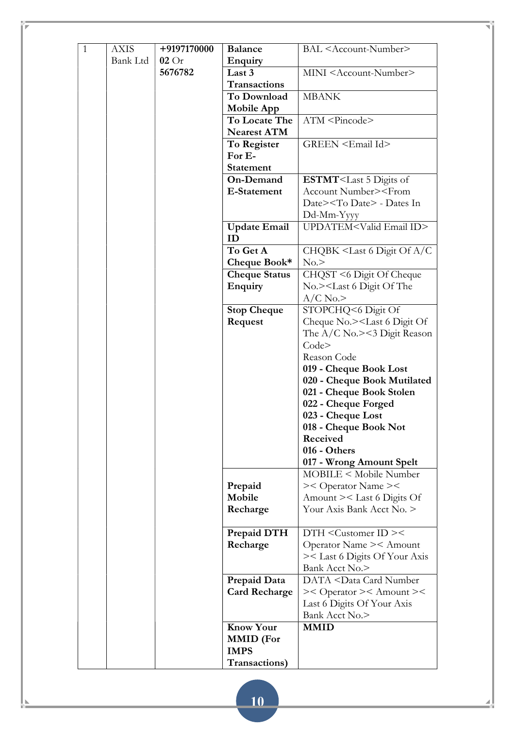| 1 | AXIS Bank Ltd | **+919717000002** Or **5676782** | **Balance Enquiry** | BAL <Account-Number> |
|---|---|---|---|---|
| | | | **Last 3 Transactions** | MINI <Account-Number> |
| | | | **To Download Mobile App** | MBANK |
| | | | **To Locate The Nearest ATM** | ATM <Pincode> |
| | | | **To Register For E-Statement** | GREEN <Email Id> |
| | | | **On-Demand E-Statement** | **ESTMT**<Last 5 Digits of Account Number><From Date><To Date> - Dates In Dd-Mm-Yyyy |
| | | | **Update Email ID** | UPDATEM<Valid Email ID> |
| | | | **To Get A Cheque Book*** | CHQBK <Last 6 Digit Of A/C No.> |
| | | | **Cheque Status Enquiry** | CHQST <6 Digit Of Cheque No.><Last 6 Digit Of The A/C No.> |
| | | | **Stop Cheque Request** | STOPCHQ<6 Digit Of Cheque No.><Last 6 Digit Of The A/C No.><3 Digit Reason Code><br>Reason Code<br>**019 - Cheque Book Lost**<br>**020 - Cheque Book Mutilated**<br>**021 - Cheque Book Stolen**<br>**022 - Cheque Forged**<br>**023 - Cheque Lost**<br>**018 - Cheque Book Not Received**<br>**016 - Others**<br>**017 - Wrong Amount Spelt** |
| | | | **Prepaid Mobile Recharge** | MOBILE < Mobile Number >< Operator Name >< Amount >< Last 6 Digits Of Your Axis Bank Acct No. > |
| | | | **Prepaid DTH Recharge** | DTH <Customer ID >< Operator Name >< Amount >< Last 6 Digits Of Your Axis Bank Acct No.> |
| | | | **Prepaid Data Card Recharge** | DATA <Data Card Number >< Operator >< Amount >< Last 6 Digits Of Your Axis Bank Acct No.> |
| | | | **Know Your MMID (For IMPS Transactions)** | **MMID** |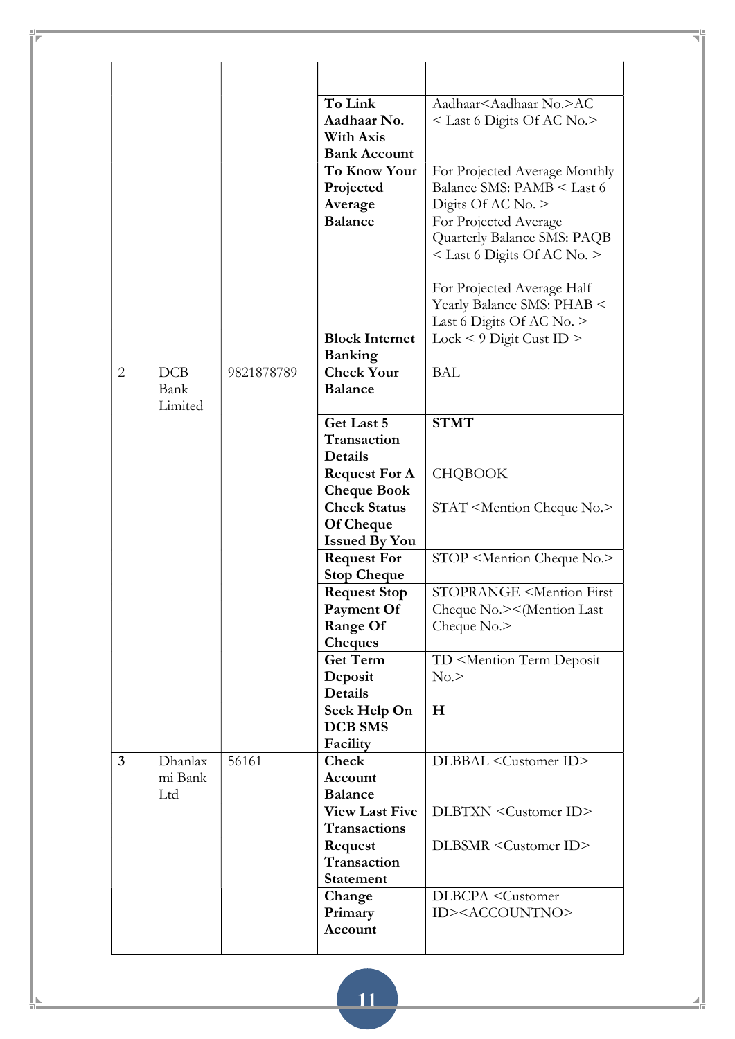| | | | | |
|---|---|---|---|---|
| | | | | |
| | | | **To Link Aadhaar No. With Axis Bank Account** | Aadhaar<Aadhaar No.>AC < Last 6 Digits Of AC No.> |
| | | | **To Know Your Projected Average Balance** | For Projected Average Monthly Balance SMS: PAMB < Last 6 Digits Of AC No. ><br>For Projected Average Quarterly Balance SMS: PAQB < Last 6 Digits Of AC No. ><br><br>For Projected Average Half Yearly Balance SMS: PHAB < Last 6 Digits Of AC No. > |
| | | | **Block Internet Banking** | Lock < 9 Digit Cust ID > |
| 2 | DCB Bank Limited | 9821878789 | **Check Your Balance** | BAL |
| | | | **Get Last 5 Transaction Details** | **STMT** |
| | | | **Request For A Cheque Book** | CHQBOOK |
| | | | **Check Status Of Cheque Issued By You** | STAT <Mention Cheque No.> |
| | | | **Request For Stop Cheque** | STOP <Mention Cheque No.> |
| | | | **Request Stop Payment Of Range Of Cheques** | STOPRANGE <Mention First Cheque No.><(Mention Last Cheque No.> |
| | | | **Get Term Deposit Details** | TD <Mention Term Deposit No.> |
| | | | **Seek Help On DCB SMS Facility** | **H** |
| **3** | Dhanlaxmi Bank Ltd | 56161 | **Check Account Balance** | DLBBAL <Customer ID> |
| | | | **View Last Five Transactions** | DLBTXN <Customer ID> |
| | | | **Request Transaction Statement** | DLBSMR <Customer ID> |
| | | | **Change Primary Account** | DLBCPA <Customer ID><ACCOUNTNO> |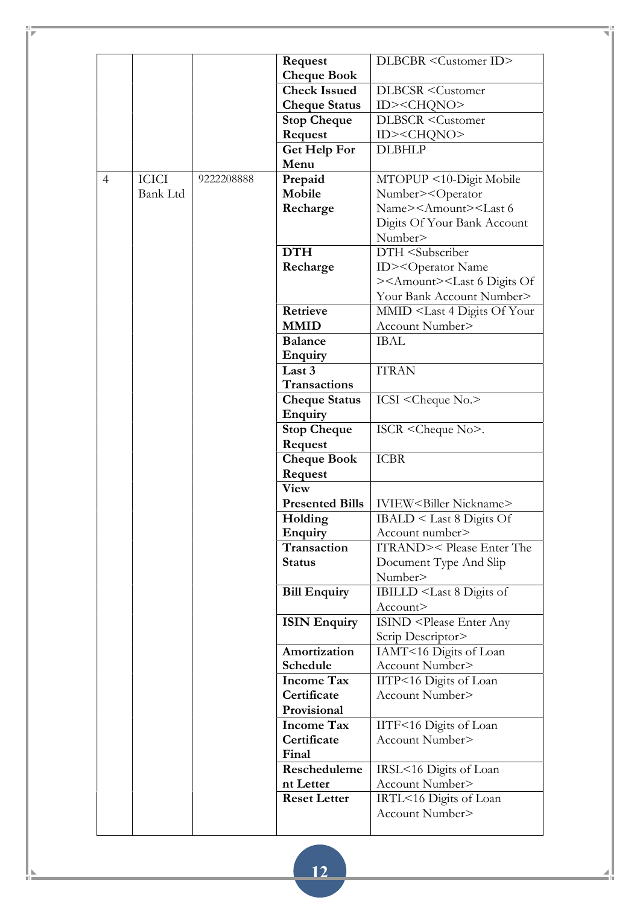| | | | | |
|---|---|---|---|---|
| | | | **Request Cheque Book** | DLBCBR <Customer ID> |
| | | | **Check Issued Cheque Status** | DLBCSR <Customer ID><CHQNO> |
| | | | **Stop Cheque Request** | DLBSCR <Customer ID><CHQNO> |
| | | | **Get Help For Menu** | DLBHLP |
| 4 | ICICI Bank Ltd | 9222208888 | **Prepaid Mobile Recharge** | MTOPUP <10-Digit Mobile Number><Operator Name><Amount><Last 6 Digits Of Your Bank Account Number> |
| | | | **DTH Recharge** | DTH <Subscriber ID><Operator Name ><Amount><Last 6 Digits Of Your Bank Account Number> |
| | | | **Retrieve MMID** | MMID <Last 4 Digits Of Your Account Number> |
| | | | **Balance Enquiry** | IBAL |
| | | | **Last 3 Transactions** | ITRAN |
| | | | **Cheque Status Enquiry** | ICSI <Cheque No.> |
| | | | **Stop Cheque Request** | ISCR <Cheque No>. |
| | | | **Cheque Book Request** | ICBR |
| | | | **View Presented Bills** | IVIEW<Biller Nickname> |
| | | | **Holding Enquiry** | IBALD < Last 8 Digits Of Account number> |
| | | | **Transaction Status** | ITRAND>< Please Enter The Document Type And Slip Number> |
| | | | **Bill Enquiry** | IBILLD <Last 8 Digits of Account> |
| | | | **ISIN Enquiry** | ISIND <Please Enter Any Scrip Descriptor> |
| | | | **Amortization Schedule** | IAMT<16 Digits of Loan Account Number> |
| | | | **Income Tax Certificate Provisional** | IITP<16 Digits of Loan Account Number> |
| | | | **Income Tax Certificate Final** | IITF<16 Digits of Loan Account Number> |
| | | | **Rescheduleme nt Letter** | IRSL<16 Digits of Loan Account Number> |
| | | | **Reset Letter** | IRTL<16 Digits of Loan Account Number> |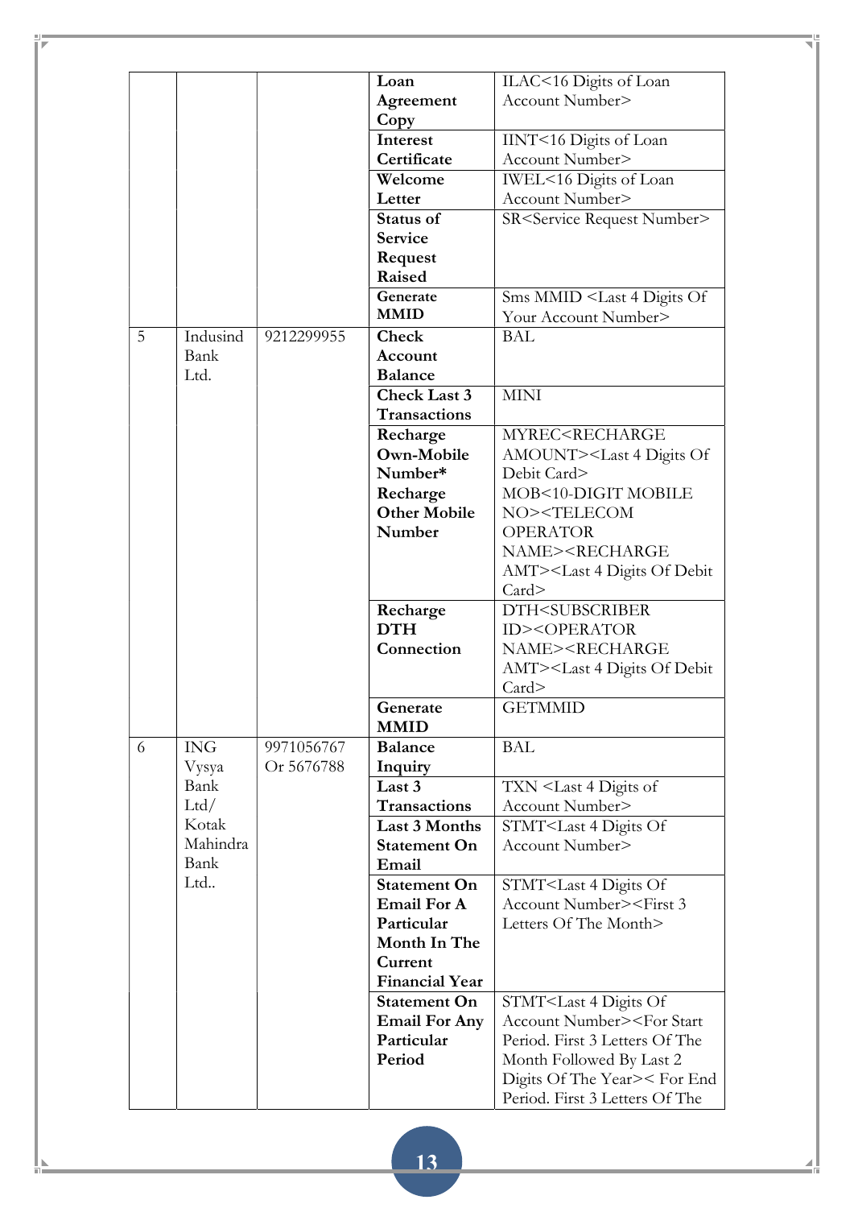| | | | Loan Agreement Copy | ILAC<16 Digits of Loan Account Number> |
|---|---|---|---|---|
| | | | Interest Certificate | IINT<16 Digits of Loan Account Number> |
| | | | Welcome Letter | IWEL<16 Digits of Loan Account Number> |
| | | | Status of Service Request Raised | SR<Service Request Number> |
| | | | Generate MMID | Sms MMID <Last 4 Digits Of Your Account Number> |
| 5 | Indusind Bank Ltd. | 9212299955 | Check Account Balance | BAL |
| | | | Check Last 3 Transactions | MINI |
| | | | Recharge Own-Mobile Number* Recharge Other Mobile Number | MYREC<RECHARGE AMOUNT><Last 4 Digits Of Debit Card> MOB<10-DIGIT MOBILE NO><TELECOM OPERATOR NAME><RECHARGE AMT><Last 4 Digits Of Debit Card> |
| | | | Recharge DTH Connection | DTH<SUBSCRIBER ID><OPERATOR NAME><RECHARGE AMT><Last 4 Digits Of Debit Card> |
| | | | Generate MMID | GETMMID |
| 6 | ING Vysya Bank Ltd/ Kotak Mahindra Bank Ltd.. | 9971056767 Or 5676788 | Balance Inquiry | BAL |
| | | | Last 3 Transactions | TXN <Last 4 Digits of Account Number> |
| | | | Last 3 Months Statement On Email | STMT<Last 4 Digits Of Account Number> |
| | | | Statement On Email For A Particular Month In The Current Financial Year | STMT<Last 4 Digits Of Account Number><First 3 Letters Of The Month> |
| | | | Statement On Email For Any Particular Period | STMT<Last 4 Digits Of Account Number><For Start Period. First 3 Letters Of The Month Followed By Last 2 Digits Of The Year>< For End Period. First 3 Letters Of The |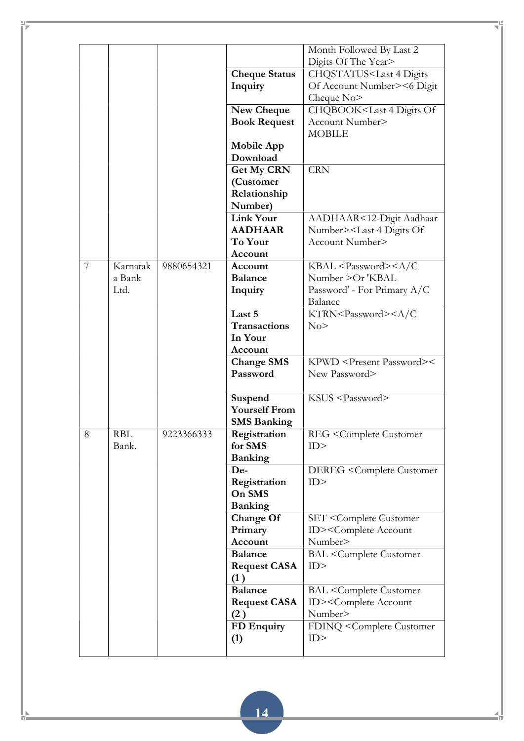| | | | | Month Followed By Last 2 Digits Of The Year> |
|---|---|---|---|---|
| | | | **Cheque Status Inquiry** | CHQSTATUS<Last 4 Digits Of Account Number><6 Digit Cheque No> |
| | | | **New Cheque Book Request** **Mobile App Download** | CHQBOOK<Last 4 Digits Of Account Number> MOBILE |
| | | | **Get My CRN (Customer Relationship Number)** | CRN |
| | | | **Link Your AADHAAR To Your Account** | AADHAAR<12-Digit Aadhaar Number><Last 4 Digits Of Account Number> |
| 7 | Karnataka Bank Ltd. | 9880654321 | **Account Balance Inquiry** | KBAL <Password><A/C Number >Or 'KBAL Password' - For Primary A/C Balance |
| | | | **Last 5 Transactions In Your Account** | KTRN<Password><A/C No> |
| | | | **Change SMS Password** | KPWD <Present Password>< New Password> |
| | | | **Suspend Yourself From SMS Banking** | KSUS <Password> |
| 8 | RBL Bank. | 9223366333 | **Registration for SMS Banking** | REG <Complete Customer ID> |
| | | | **De-Registration On SMS Banking** | DEREG <Complete Customer ID> |
| | | | **Change Of Primary Account** | SET <Complete Customer ID><Complete Account Number> |
| | | | **Balance Request CASA (1 )** | BAL <Complete Customer ID> |
| | | | **Balance Request CASA (2 )** | BAL <Complete Customer ID><Complete Account Number> |
| | | | **FD Enquiry (1)** | FDINQ <Complete Customer ID> |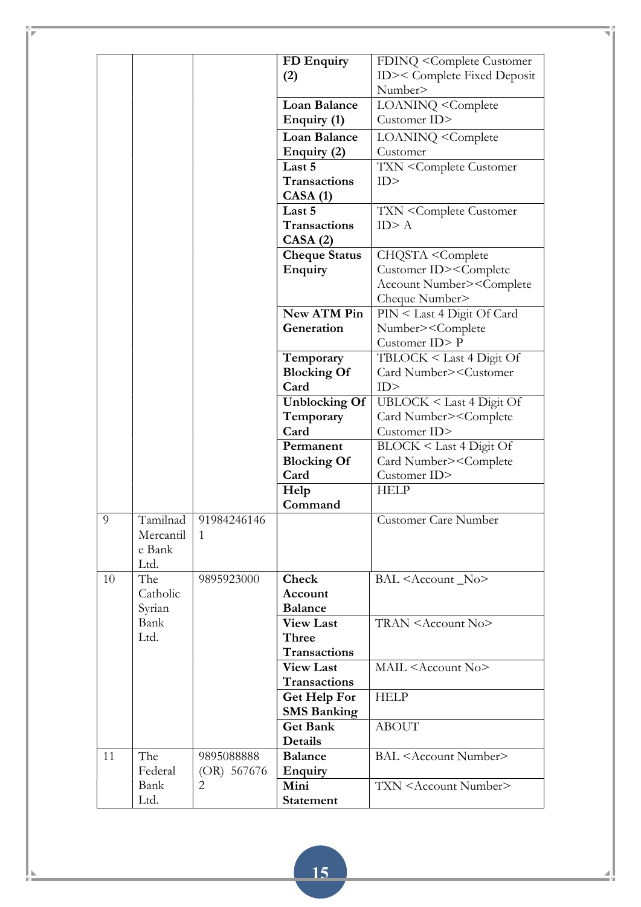| | | | **FD Enquiry (2)** | FDINQ <Complete Customer ID>< Complete Fixed Deposit Number> |
|---|---|---|---|---|
| | | | **Loan Balance Enquiry (1)** | LOANINQ <Complete Customer ID> |
| | | | **Loan Balance Enquiry (2)** | LOANINQ <Complete Customer |
| | | | **Last 5 Transactions CASA (1)** | TXN <Complete Customer ID> |
| | | | **Last 5 Transactions CASA (2)** | TXN <Complete Customer ID> A |
| | | | **Cheque Status Enquiry** | CHQSTA <Complete Customer ID><Complete Account Number><Complete Cheque Number> |
| | | | **New ATM Pin Generation** | PIN < Last 4 Digit Of Card Number><Complete Customer ID> P |
| | | | **Temporary Blocking Of Card** | TBLOCK < Last 4 Digit Of Card Number><Customer ID> |
| | | | **Unblocking Of Temporary Card** | UBLOCK < Last 4 Digit Of Card Number><Complete Customer ID> |
| | | | **Permanent Blocking Of Card** | BLOCK < Last 4 Digit Of Card Number><Complete Customer ID> |
| | | | **Help Command** | HELP |
| 9 | Tamilnad Mercantile Bank Ltd. | 919842461461 | | Customer Care Number |
| 10 | The Catholic Syrian Bank Ltd. | 9895923000 | **Check Account Balance** | BAL <Account _No> |
| | | | **View Last Three Transactions** | TRAN <Account No> |
| | | | **View Last Transactions** | MAIL <Account No> |
| | | | **Get Help For SMS Banking** | HELP |
| | | | **Get Bank Details** | ABOUT |
| 11 | The Federal Bank Ltd. | 9895088888 (OR) 5676762 | **Balance Enquiry** | BAL <Account Number> |
| | | | **Mini Statement** | TXN <Account Number> |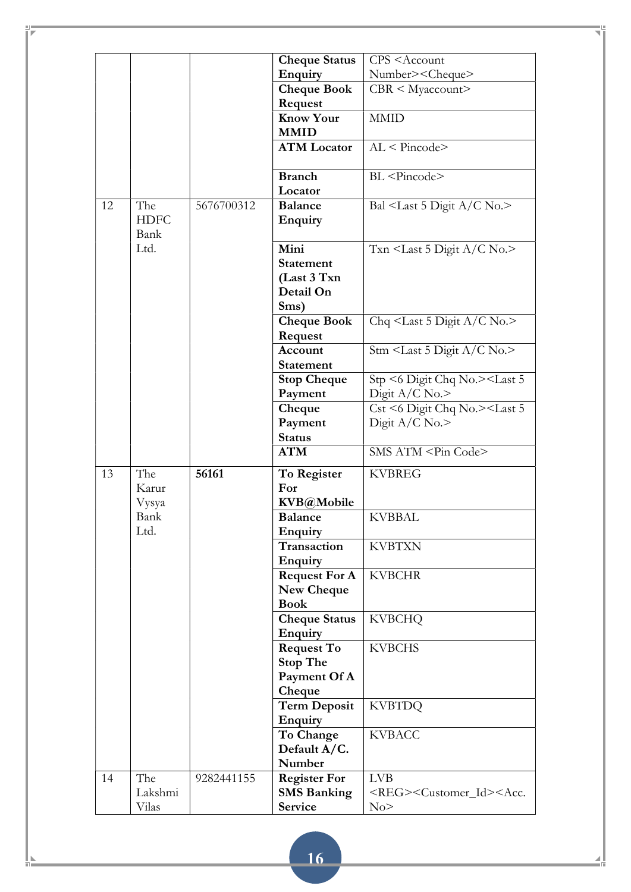| | | | | |
|---|---|---|---|---|
| | | | **Cheque Status Enquiry** | CPS <Account Number><Cheque> |
| | | | **Cheque Book Request** | CBR < Myaccount> |
| | | | **Know Your MMID** | MMID |
| | | | **ATM Locator** | AL < Pincode> |
| | | | **Branch Locator** | BL <Pincode> |
| 12 | The HDFC Bank Ltd. | 5676700312 | **Balance Enquiry** | Bal <Last 5 Digit A/C No.> |
| | | | **Mini Statement (Last 3 Txn Detail On Sms)** | Txn <Last 5 Digit A/C No.> |
| | | | **Cheque Book Request** | Chq <Last 5 Digit A/C No.> |
| | | | **Account Statement** | Stm <Last 5 Digit A/C No.> |
| | | | **Stop Cheque Payment** | Stp <6 Digit Chq No.><Last 5 Digit A/C No.> |
| | | | **Cheque Payment Status** | Cst <6 Digit Chq No.><Last 5 Digit A/C No.> |
| | | | **ATM** | SMS ATM <Pin Code> |
| 13 | The Karur Vysya Bank Ltd. | **56161** | **To Register For KVB@Mobile** | KVBREG |
| | | | **Balance Enquiry** | KVBBAL |
| | | | **Transaction Enquiry** | KVBTXN |
| | | | **Request For A New Cheque Book** | KVBCHR |
| | | | **Cheque Status Enquiry** | KVBCHQ |
| | | | **Request To Stop The Payment Of A Cheque** | KVBCHS |
| | | | **Term Deposit Enquiry** | KVBTDQ |
| | | | **To Change Default A/C. Number** | KVBACC |
| 14 | The Lakshmi Vilas | 9282441155 | **Register For SMS Banking Service** | LVB <REG><Customer_Id><Acc. No> |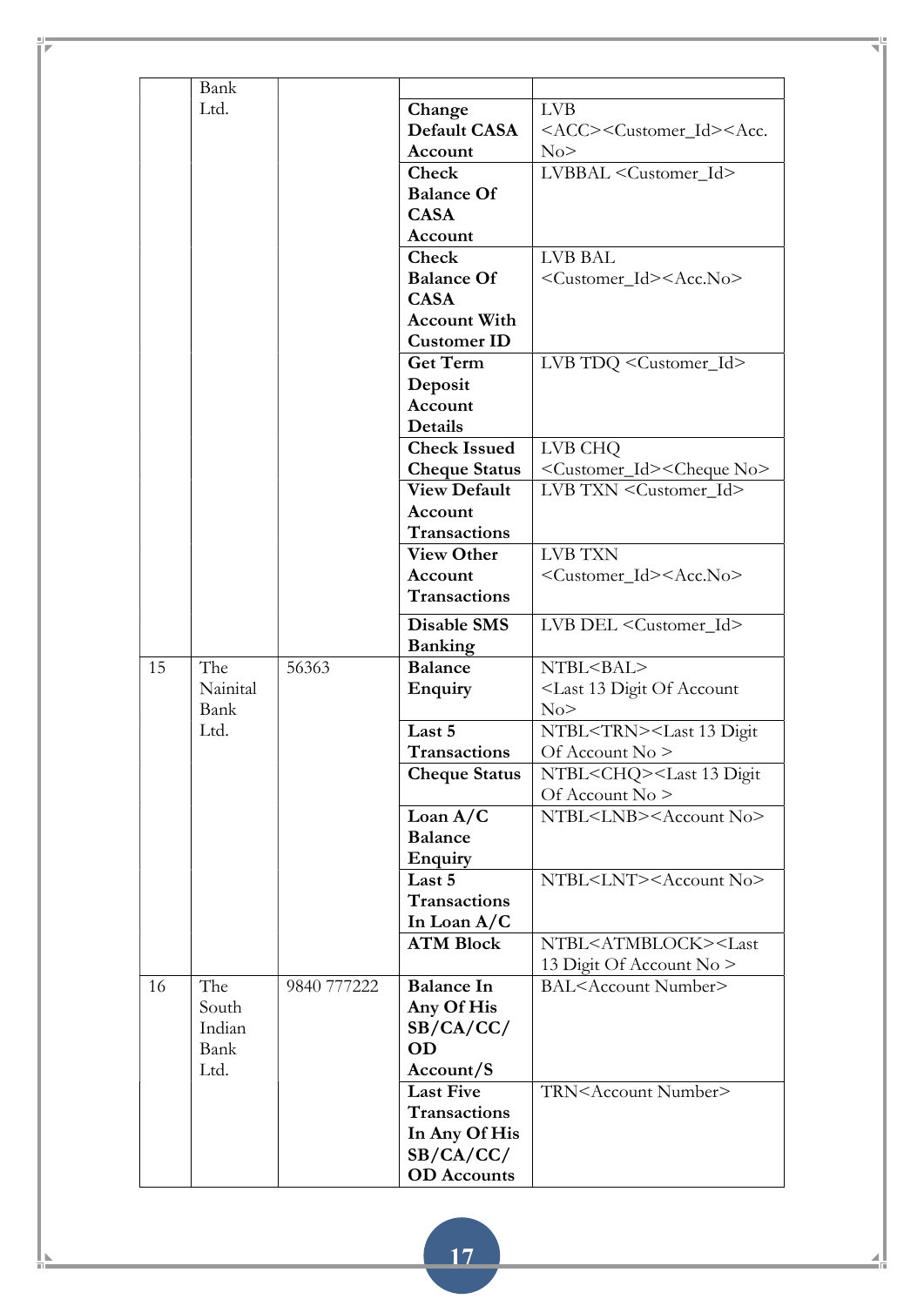| | | | | |
|---|---|---|---|---|
| | Bank Ltd. | | | |
| | | | **Change Default CASA Account** | LVB <ACC><Customer_Id><Acc. No> |
| | | | **Check Balance Of CASA Account** | LVBBAL <Customer_Id> |
| | | | **Check Balance Of CASA Account With Customer ID** | LVB BAL <Customer_Id><Acc.No> |
| | | | **Get Term Deposit Account Details** | LVB TDQ <Customer_Id> |
| | | | **Check Issued Cheque Status** | LVB CHQ <Customer_Id><Cheque No> |
| | | | **View Default Account Transactions** | LVB TXN <Customer_Id> |
| | | | **View Other Account Transactions** | LVB TXN <Customer_Id><Acc.No> |
| | | | **Disable SMS Banking** | LVB DEL <Customer_Id> |
| 15 | The Nainital Bank Ltd. | 56363 | **Balance Enquiry** | NTBL<BAL> <Last 13 Digit Of Account No> |
| | | | **Last 5 Transactions** | NTBL<TRN><Last 13 Digit Of Account No > |
| | | | **Cheque Status** | NTBL<CHQ><Last 13 Digit Of Account No > |
| | | | **Loan A/C Balance Enquiry** | NTBL<LNB><Account No> |
| | | | **Last 5 Transactions In Loan A/C** | NTBL<LNT><Account No> |
| | | | **ATM Block** | NTBL<ATMBLOCK><Last 13 Digit Of Account No > |
| 16 | The South Indian Bank Ltd. | 9840 777222 | **Balance In Any Of His SB/CA/CC/ OD Account/S** | BAL<Account Number> |
| | | | **Last Five Transactions In Any Of His SB/CA/CC/ OD Accounts** | TRN<Account Number> |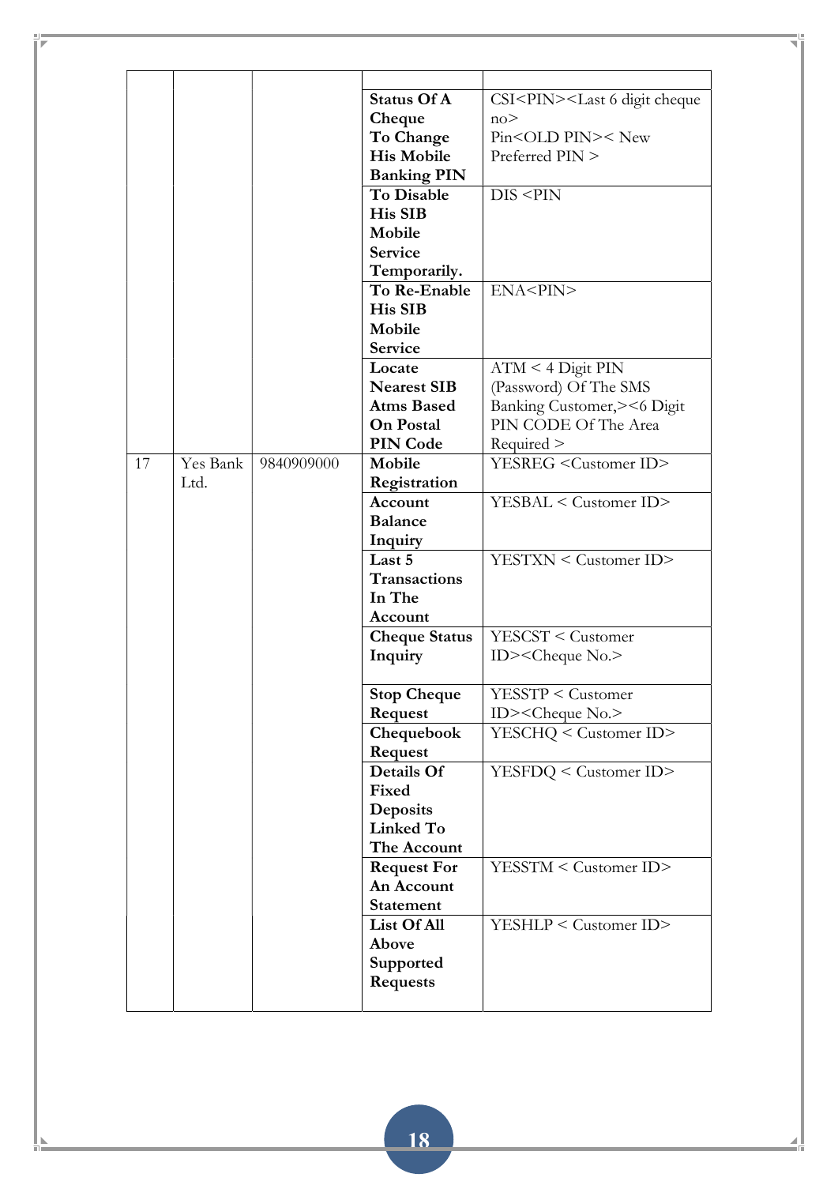| | | | | |
|---|---|---|---|---|
| | | | **Status Of A Cheque** | CSI<PIN><Last 6 digit cheque no> |
| | | | **To Change His Mobile Banking PIN** | Pin<OLD PIN>< New Preferred PIN > |
| | | | **To Disable His SIB Mobile Service Temporarily.** | DIS <PIN |
| | | | **To Re-Enable His SIB Mobile Service** | ENA<PIN> |
| | | | **Locate Nearest SIB Atms Based On Postal PIN Code** | ATM < 4 Digit PIN (Password) Of The SMS Banking Customer,><6 Digit PIN CODE Of The Area Required > |
| 17 | Yes Bank Ltd. | 9840909000 | **Mobile Registration** | YESREG <Customer ID> |
| | | | **Account Balance Inquiry** | YESBAL < Customer ID> |
| | | | **Last 5 Transactions In The Account** | YESTXN < Customer ID> |
| | | | **Cheque Status Inquiry** | YESCST < Customer ID><Cheque No.> |
| | | | **Stop Cheque Request** | YESSTP < Customer ID><Cheque No.> |
| | | | **Chequebook Request** | YESCHQ < Customer ID> |
| | | | **Details Of Fixed Deposits Linked To The Account** | YESFDQ < Customer ID> |
| | | | **Request For An Account Statement** | YESSTM < Customer ID> |
| | | | **List Of All Above Supported Requests** | YESHLP < Customer ID> |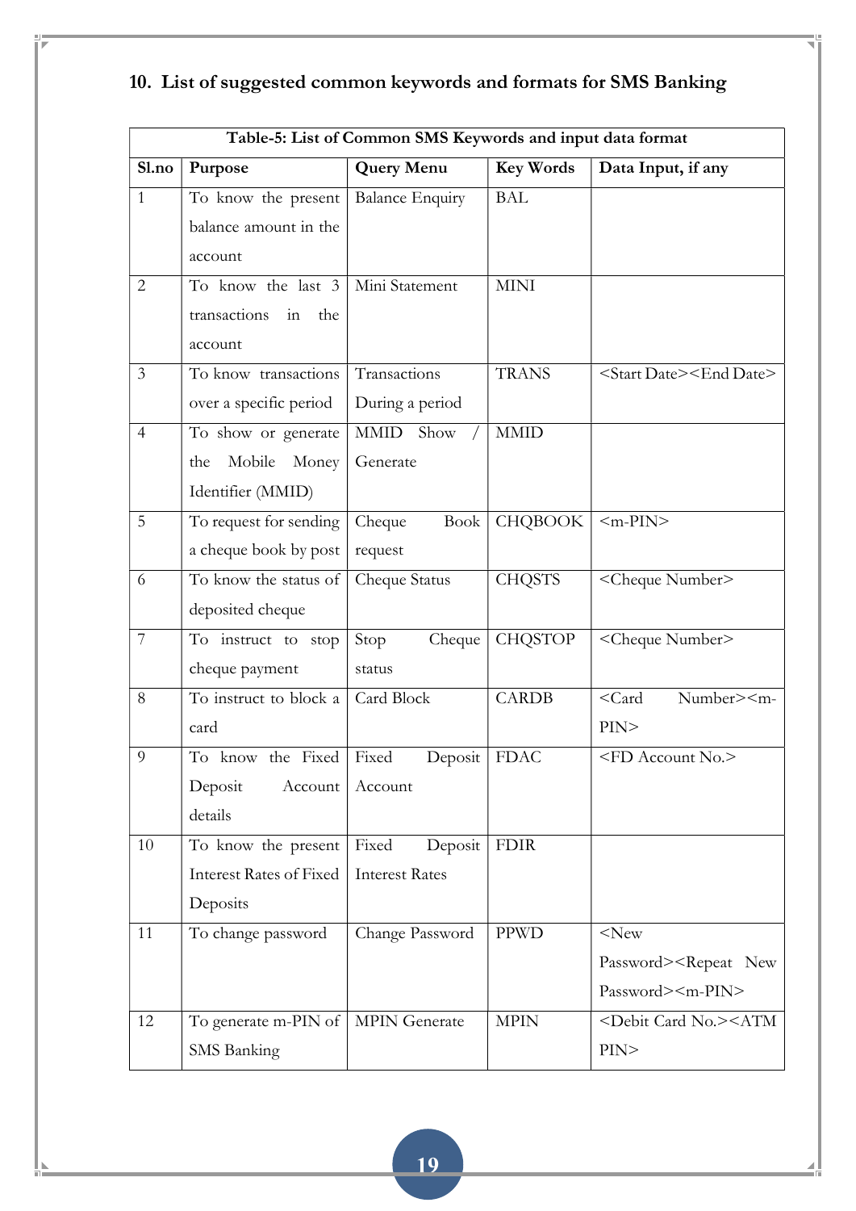## 10. List of suggested common keywords and formats for SMS Banking

**Table-5: List of Common SMS Keywords and input data format**

| Sl.no | Purpose | Query Menu | Key Words | Data Input, if any |
|---|---|---|---|---|
| 1 | To know the present balance amount in the account | Balance Enquiry | BAL | |
| 2 | To know the last 3 transactions in the account | Mini Statement | MINI | |
| 3 | To know transactions over a specific period | Transactions During a period | TRANS | <Start Date><End Date> |
| 4 | To show or generate the Mobile Money Identifier (MMID) | MMID Show / Generate | MMID | |
| 5 | To request for sending a cheque book by post | Cheque Book request | CHQBOOK | <m-PIN> |
| 6 | To know the status of deposited cheque | Cheque Status | CHQSTS | <Cheque Number> |
| 7 | To instruct to stop cheque payment | Stop Cheque status | CHQSTOP | <Cheque Number> |
| 8 | To instruct to block a card | Card Block | CARDB | <Card Number><m-PIN> |
| 9 | To know the Fixed Deposit Account details | Fixed Deposit Account | FDAC | <FD Account No.> |
| 10 | To know the present Interest Rates of Fixed Deposits | Fixed Deposit Interest Rates | FDIR | |
| 11 | To change password | Change Password | PPWD | <New Password><Repeat New Password><m-PIN> |
| 12 | To generate m-PIN of SMS Banking | MPIN Generate | MPIN | <Debit Card No.><ATM PIN> |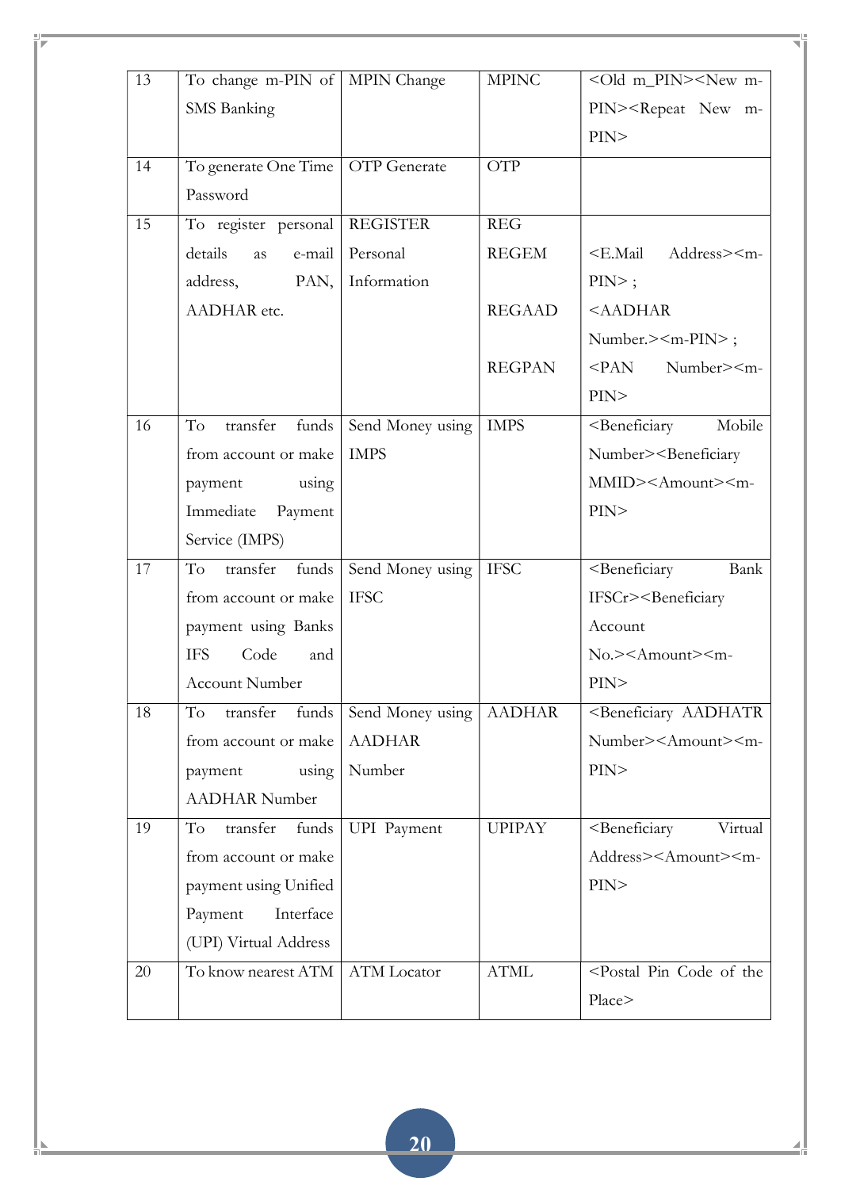| 13 | To change m-PIN of SMS Banking | MPIN Change | MPINC | <Old m_PIN><New m-PIN><Repeat New m-PIN> |
|---|---|---|---|---|
| 14 | To generate One Time Password | OTP Generate | OTP | |
| 15 | To register personal details as e-mail address, PAN, AADHAR etc. | REGISTER Personal Information | REG<br>REGEM<br><br>REGAAD<br><br>REGPAN | <br><E.Mail Address><m-PIN> ;<br><AADHAR Number.><m-PIN> ;<br><PAN Number><m-PIN> |
| 16 | To transfer funds from account or make payment using Immediate Payment Service (IMPS) | Send Money using IMPS | IMPS | <Beneficiary Mobile Number><Beneficiary MMID><Amount><m-PIN> |
| 17 | To transfer funds from account or make payment using Banks IFS Code and Account Number | Send Money using IFSC | IFSC | <Beneficiary Bank IFSCr><Beneficiary Account No.><Amount><m-PIN> |
| 18 | To transfer funds from account or make payment using AADHAR Number | Send Money using AADHAR Number | AADHAR | <Beneficiary AADHATR Number><Amount><m-PIN> |
| 19 | To transfer funds from account or make payment using Unified Payment Interface (UPI) Virtual Address | UPI Payment | UPIPAY | <Beneficiary Virtual Address><Amount><m-PIN> |
| 20 | To know nearest ATM | ATM Locator | ATML | <Postal Pin Code of the Place> |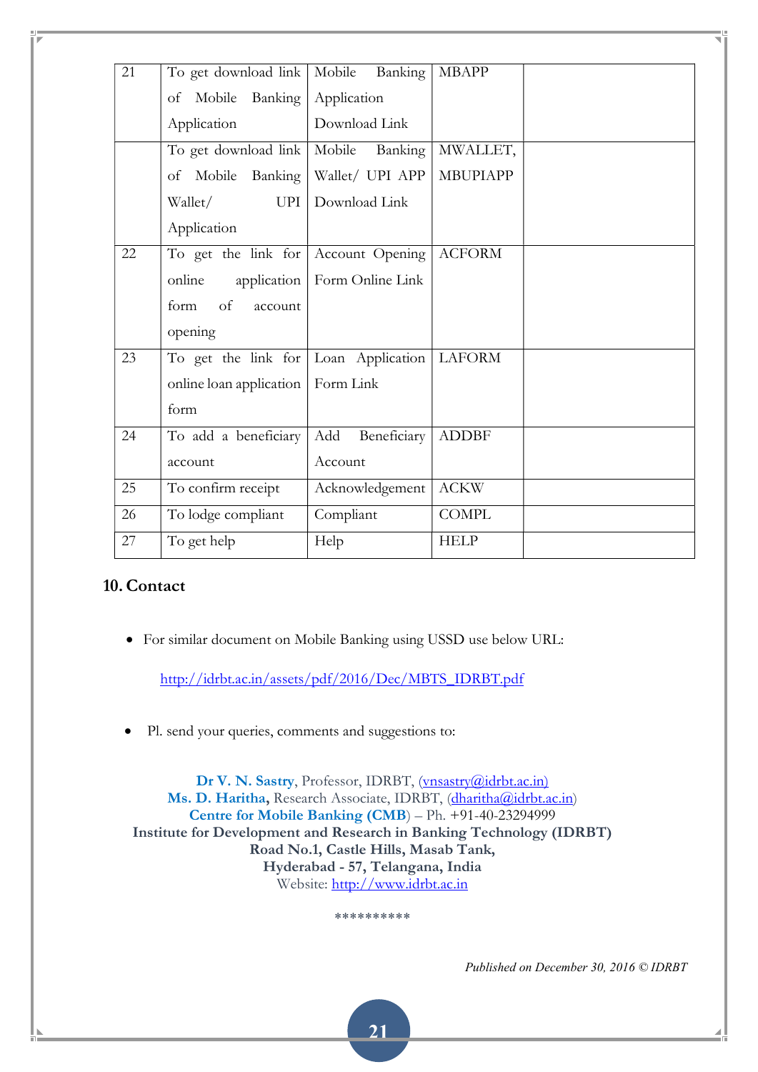| | | | | |
|---|---|---|---|---|
| 21 | To get download link of Mobile Banking Application | Mobile Banking Application Download Link | MBAPP | |
| | To get download link of Mobile Banking Wallet/ UPI Application | Mobile Banking Wallet/ UPI APP Download Link | MWALLET, MBUPIAPP | |
| 22 | To get the link for online application form of account opening | Account Opening Form Online Link | ACFORM | |
| 23 | To get the link for online loan application form | Loan Application Form Link | LAFORM | |
| 24 | To add a beneficiary account | Add Beneficiary Account | ADDBF | |
| 25 | To confirm receipt | Acknowledgement | ACKW | |
| 26 | To lodge compliant | Compliant | COMPL | |
| 27 | To get help | Help | HELP | |

## 10. Contact

- For similar document on Mobile Banking using USSD use below URL:

  http://idrbt.ac.in/assets/pdf/2016/Dec/MBTS_IDRBT.pdf

- Pl. send your queries, comments and suggestions to:

**Dr V. N. Sastry**, Professor, IDRBT, (vnsastry@idrbt.ac.in)
**Ms. D. Haritha,** Research Associate, IDRBT, (dharitha@idrbt.ac.in)
**Centre for Mobile Banking (CMB**) – Ph. +91-40-23294999
**Institute for Development and Research in Banking Technology (IDRBT)**
**Road No.1, Castle Hills, Masab Tank,**
**Hyderabad - 57, Telangana, India**
Website: http://www.idrbt.ac.in

**********

*Published on December 30, 2016 © IDRBT*